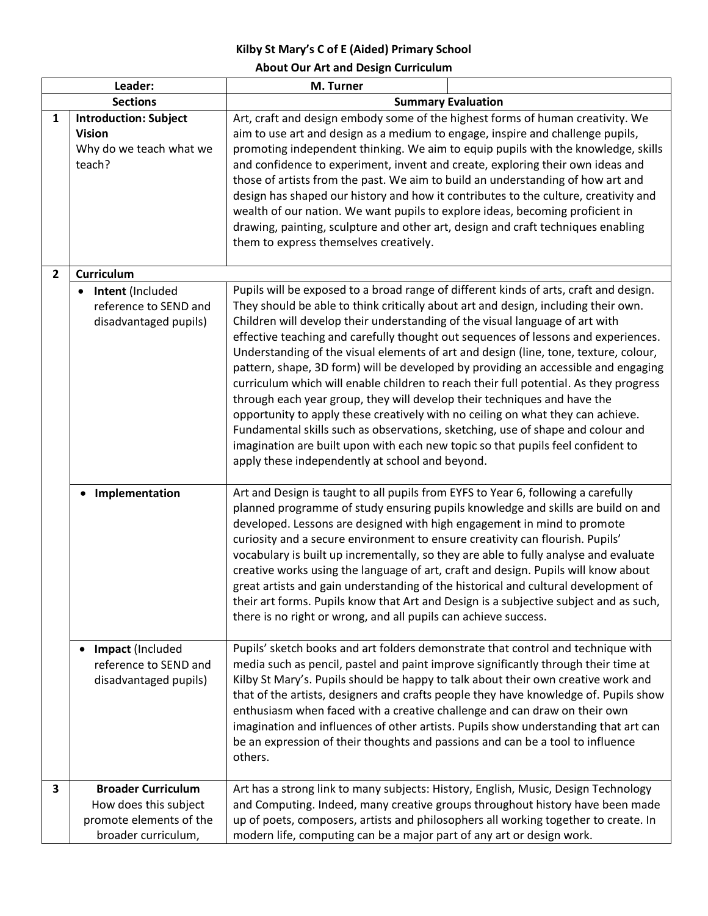**Kilby St Mary's C of E (Aided) Primary School**

**About Our Art and Design Curriculum**

| | Leader: | M. Turner | |
|---|---|---|---|
| | **Sections** | **Summary Evaluation** | |
| **1** | **Introduction: Subject Vision** Why do we teach what we teach? | Art, craft and design embody some of the highest forms of human creativity. We aim to use art and design as a medium to engage, inspire and challenge pupils, promoting independent thinking. We aim to equip pupils with the knowledge, skills and confidence to experiment, invent and create, exploring their own ideas and those of artists from the past. We aim to build an understanding of how art and design has shaped our history and how it contributes to the culture, creativity and wealth of our nation. We want pupils to explore ideas, becoming proficient in drawing, painting, sculpture and other art, design and craft techniques enabling them to express themselves creatively. | |
| **2** | **Curriculum** | | |
| | • **Intent** (Included reference to SEND and disadvantaged pupils) | Pupils will be exposed to a broad range of different kinds of arts, craft and design. They should be able to think critically about art and design, including their own. Children will develop their understanding of the visual language of art with effective teaching and carefully thought out sequences of lessons and experiences. Understanding of the visual elements of art and design (line, tone, texture, colour, pattern, shape, 3D form) will be developed by providing an accessible and engaging curriculum which will enable children to reach their full potential. As they progress through each year group, they will develop their techniques and have the opportunity to apply these creatively with no ceiling on what they can achieve. Fundamental skills such as observations, sketching, use of shape and colour and imagination are built upon with each new topic so that pupils feel confident to apply these independently at school and beyond. | |
| | • **Implementation** | Art and Design is taught to all pupils from EYFS to Year 6, following a carefully planned programme of study ensuring pupils knowledge and skills are build on and developed. Lessons are designed with high engagement in mind to promote curiosity and a secure environment to ensure creativity can flourish. Pupils' vocabulary is built up incrementally, so they are able to fully analyse and evaluate creative works using the language of art, craft and design. Pupils will know about great artists and gain understanding of the historical and cultural development of their art forms. Pupils know that Art and Design is a subjective subject and as such, there is no right or wrong, and all pupils can achieve success. | |
| | • **Impact** (Included reference to SEND and disadvantaged pupils) | Pupils' sketch books and art folders demonstrate that control and technique with media such as pencil, pastel and paint improve significantly through their time at Kilby St Mary's. Pupils should be happy to talk about their own creative work and that of the artists, designers and crafts people they have knowledge of. Pupils show enthusiasm when faced with a creative challenge and can draw on their own imagination and influences of other artists. Pupils show understanding that art can be an expression of their thoughts and passions and can be a tool to influence others. | |
| **3** | **Broader Curriculum** How does this subject promote elements of the broader curriculum, | Art has a strong link to many subjects: History, English, Music, Design Technology and Computing. Indeed, many creative groups throughout history have been made up of poets, composers, artists and philosophers all working together to create. In modern life, computing can be a major part of any art or design work. | |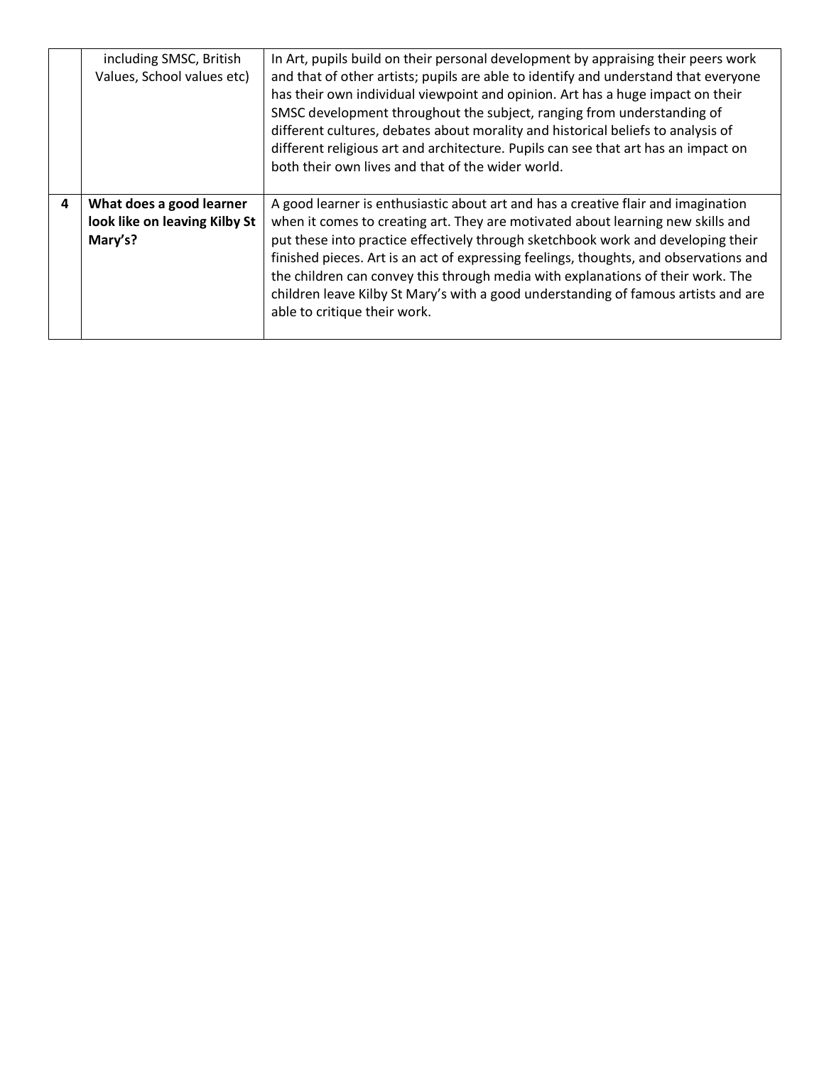| | | |
|---|---|---|
| | including SMSC, British Values, School values etc) | In Art, pupils build on their personal development by appraising their peers work and that of other artists; pupils are able to identify and understand that everyone has their own individual viewpoint and opinion. Art has a huge impact on their SMSC development throughout the subject, ranging from understanding of different cultures, debates about morality and historical beliefs to analysis of different religious art and architecture. Pupils can see that art has an impact on both their own lives and that of the wider world. |
| **4** | **What does a good learner look like on leaving Kilby St Mary's?** | A good learner is enthusiastic about art and has a creative flair and imagination when it comes to creating art. They are motivated about learning new skills and put these into practice effectively through sketchbook work and developing their finished pieces. Art is an act of expressing feelings, thoughts, and observations and the children can convey this through media with explanations of their work. The children leave Kilby St Mary's with a good understanding of famous artists and are able to critique their work. |